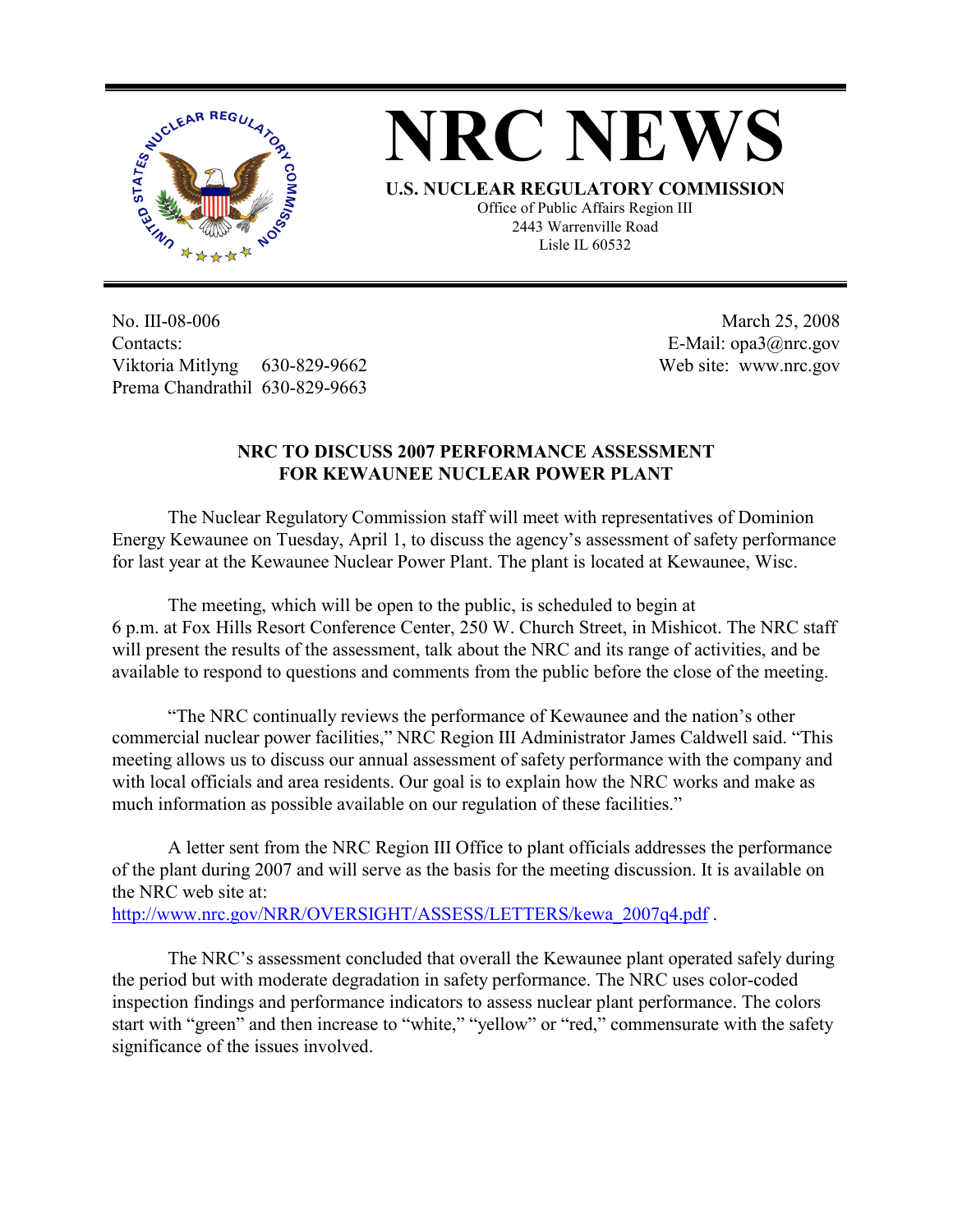# NRC NEWS

**U.S. NUCLEAR REGULATORY COMMISSION**

Office of Public Affairs Region III
2443 Warrenville Road
Lisle IL 60532

No. III-08-006
Contacts:
Viktoria Mitlyng 630-829-9662
Prema Chandrathil 630-829-9663

March 25, 2008
E-Mail: opa3@nrc.gov
Web site: www.nrc.gov

## NRC TO DISCUSS 2007 PERFORMANCE ASSESSMENT FOR KEWAUNEE NUCLEAR POWER PLANT

The Nuclear Regulatory Commission staff will meet with representatives of Dominion Energy Kewaunee on Tuesday, April 1, to discuss the agency's assessment of safety performance for last year at the Kewaunee Nuclear Power Plant. The plant is located at Kewaunee, Wisc.

The meeting, which will be open to the public, is scheduled to begin at 6 p.m. at Fox Hills Resort Conference Center, 250 W. Church Street, in Mishicot. The NRC staff will present the results of the assessment, talk about the NRC and its range of activities, and be available to respond to questions and comments from the public before the close of the meeting.

"The NRC continually reviews the performance of Kewaunee and the nation's other commercial nuclear power facilities," NRC Region III Administrator James Caldwell said. "This meeting allows us to discuss our annual assessment of safety performance with the company and with local officials and area residents. Our goal is to explain how the NRC works and make as much information as possible available on our regulation of these facilities."

A letter sent from the NRC Region III Office to plant officials addresses the performance of the plant during 2007 and will serve as the basis for the meeting discussion. It is available on the NRC web site at:
http://www.nrc.gov/NRR/OVERSIGHT/ASSESS/LETTERS/kewa_2007q4.pdf .

The NRC's assessment concluded that overall the Kewaunee plant operated safely during the period but with moderate degradation in safety performance. The NRC uses color-coded inspection findings and performance indicators to assess nuclear plant performance. The colors start with "green" and then increase to "white," "yellow" or "red," commensurate with the safety significance of the issues involved.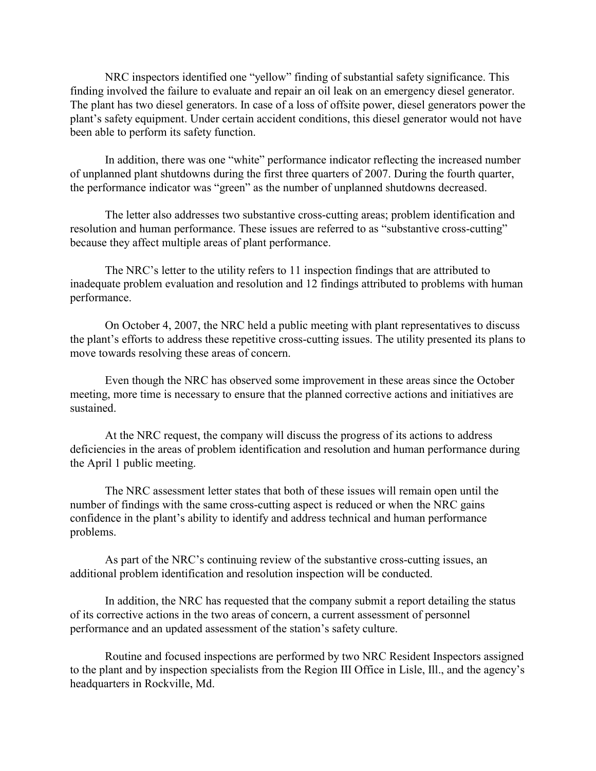NRC inspectors identified one “yellow” finding of substantial safety significance. This finding involved the failure to evaluate and repair an oil leak on an emergency diesel generator. The plant has two diesel generators. In case of a loss of offsite power, diesel generators power the plant’s safety equipment. Under certain accident conditions, this diesel generator would not have been able to perform its safety function.

In addition, there was one “white” performance indicator reflecting the increased number of unplanned plant shutdowns during the first three quarters of 2007. During the fourth quarter, the performance indicator was “green” as the number of unplanned shutdowns decreased.

The letter also addresses two substantive cross-cutting areas; problem identification and resolution and human performance. These issues are referred to as “substantive cross-cutting” because they affect multiple areas of plant performance.

The NRC’s letter to the utility refers to 11 inspection findings that are attributed to inadequate problem evaluation and resolution and 12 findings attributed to problems with human performance.

On October 4, 2007, the NRC held a public meeting with plant representatives to discuss the plant’s efforts to address these repetitive cross-cutting issues. The utility presented its plans to move towards resolving these areas of concern.

Even though the NRC has observed some improvement in these areas since the October meeting, more time is necessary to ensure that the planned corrective actions and initiatives are sustained.

At the NRC request, the company will discuss the progress of its actions to address deficiencies in the areas of problem identification and resolution and human performance during the April 1 public meeting.

The NRC assessment letter states that both of these issues will remain open until the number of findings with the same cross-cutting aspect is reduced or when the NRC gains confidence in the plant’s ability to identify and address technical and human performance problems.

As part of the NRC’s continuing review of the substantive cross-cutting issues, an additional problem identification and resolution inspection will be conducted.

In addition, the NRC has requested that the company submit a report detailing the status of its corrective actions in the two areas of concern, a current assessment of personnel performance and an updated assessment of the station’s safety culture.

Routine and focused inspections are performed by two NRC Resident Inspectors assigned to the plant and by inspection specialists from the Region III Office in Lisle, Ill., and the agency’s headquarters in Rockville, Md.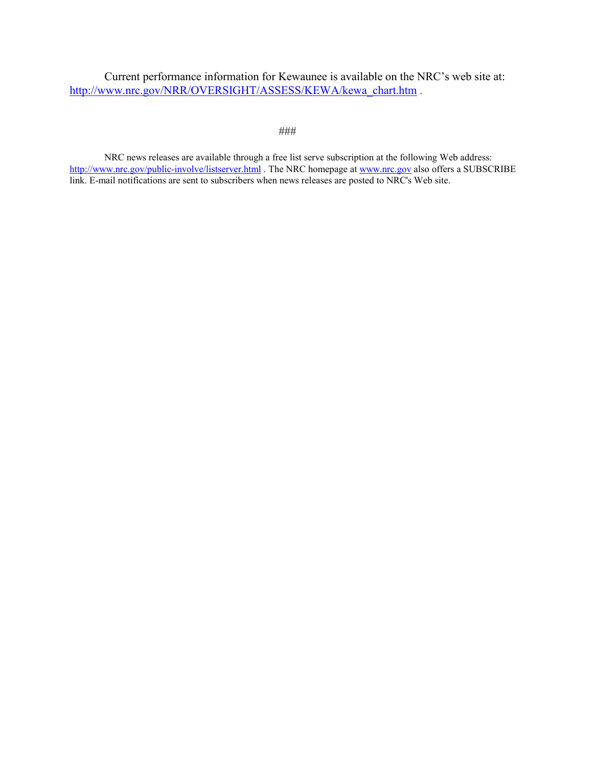Current performance information for Kewaunee is available on the NRC's web site at: http://www.nrc.gov/NRR/OVERSIGHT/ASSESS/KEWA/kewa_chart.htm .

###

NRC news releases are available through a free list serve subscription at the following Web address: http://www.nrc.gov/public-involve/listserver.html . The NRC homepage at www.nrc.gov also offers a SUBSCRIBE link. E-mail notifications are sent to subscribers when news releases are posted to NRC's Web site.